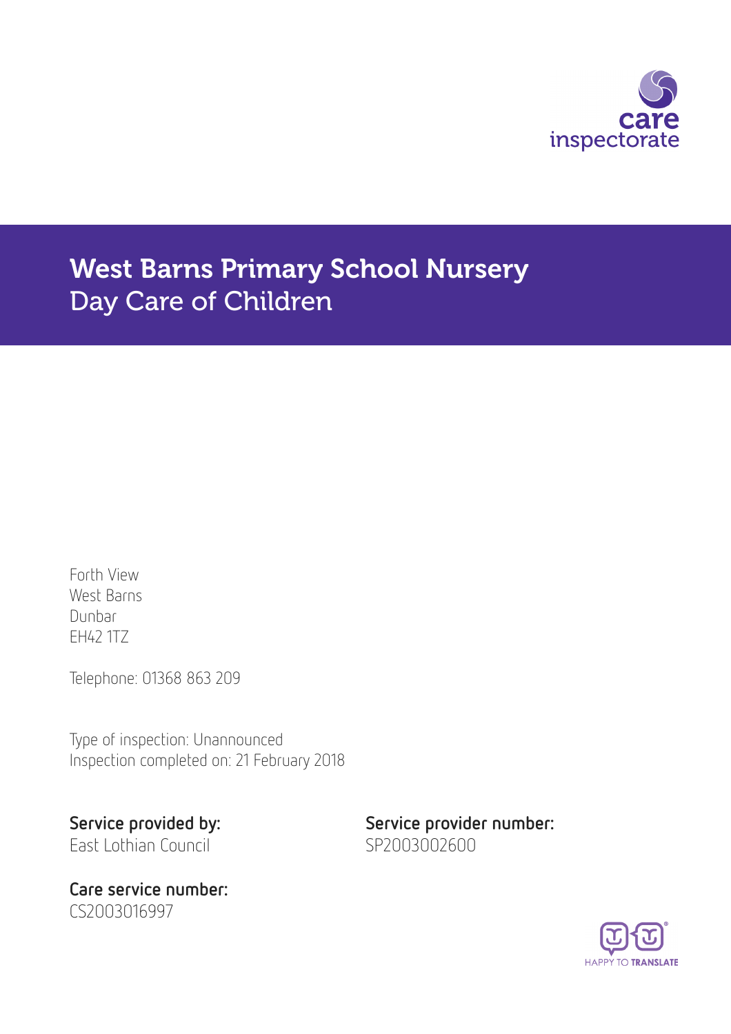care inspectorate

# West Barns Primary School Nursery
## Day Care of Children

Forth View
West Barns
Dunbar
EH42 1TZ

Telephone: 01368 863 209

Type of inspection: Unannounced
Inspection completed on: 21 February 2018

**Service provided by:**
East Lothian Council

**Service provider number:**
SP2003002600

**Care service number:**
CS2003016997

HAPPY TO TRANSLATE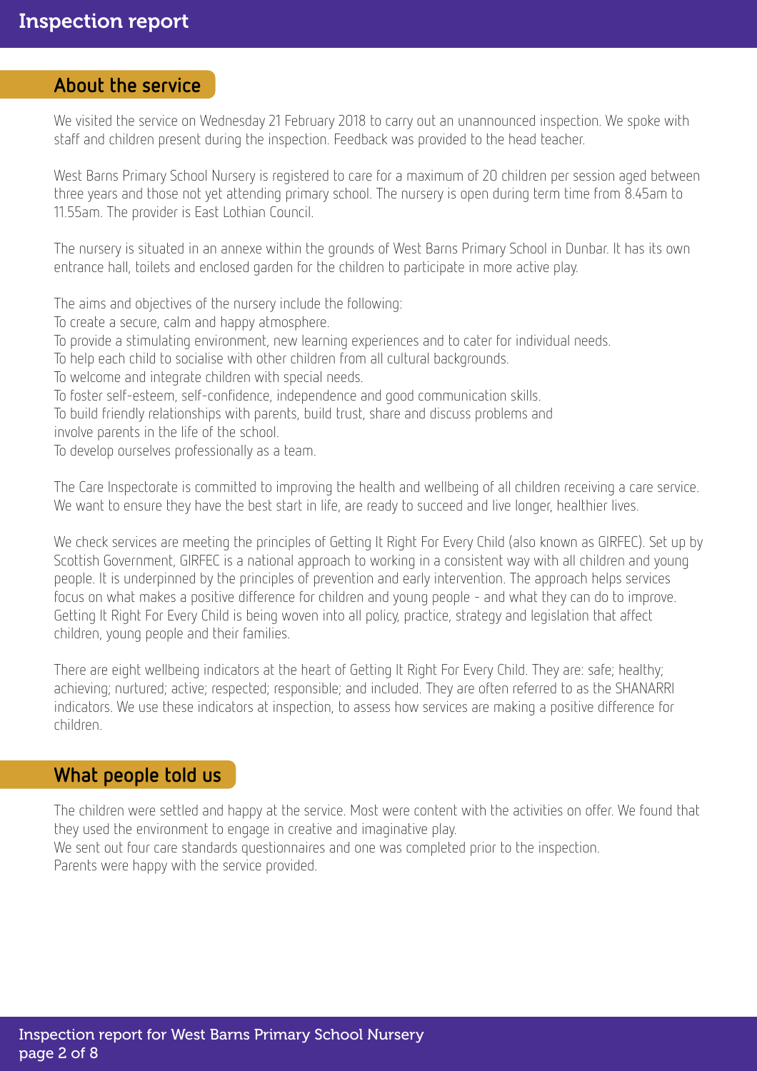## About the service

We visited the service on Wednesday 21 February 2018 to carry out an unannounced inspection. We spoke with staff and children present during the inspection. Feedback was provided to the head teacher.

West Barns Primary School Nursery is registered to care for a maximum of 20 children per session aged between three years and those not yet attending primary school. The nursery is open during term time from 8.45am to 11.55am. The provider is East Lothian Council.

The nursery is situated in an annexe within the grounds of West Barns Primary School in Dunbar. It has its own entrance hall, toilets and enclosed garden for the children to participate in more active play.

The aims and objectives of the nursery include the following:
To create a secure, calm and happy atmosphere.
To provide a stimulating environment, new learning experiences and to cater for individual needs.
To help each child to socialise with other children from all cultural backgrounds.
To welcome and integrate children with special needs.
To foster self-esteem, self-confidence, independence and good communication skills.
To build friendly relationships with parents, build trust, share and discuss problems and involve parents in the life of the school.
To develop ourselves professionally as a team.

The Care Inspectorate is committed to improving the health and wellbeing of all children receiving a care service. We want to ensure they have the best start in life, are ready to succeed and live longer, healthier lives.

We check services are meeting the principles of Getting It Right For Every Child (also known as GIRFEC). Set up by Scottish Government, GIRFEC is a national approach to working in a consistent way with all children and young people. It is underpinned by the principles of prevention and early intervention. The approach helps services focus on what makes a positive difference for children and young people - and what they can do to improve. Getting It Right For Every Child is being woven into all policy, practice, strategy and legislation that affect children, young people and their families.

There are eight wellbeing indicators at the heart of Getting It Right For Every Child. They are: safe; healthy; achieving; nurtured; active; respected; responsible; and included. They are often referred to as the SHANARRI indicators. We use these indicators at inspection, to assess how services are making a positive difference for children.

## What people told us

The children were settled and happy at the service. Most were content with the activities on offer. We found that they used the environment to engage in creative and imaginative play.
We sent out four care standards questionnaires and one was completed prior to the inspection.
Parents were happy with the service provided.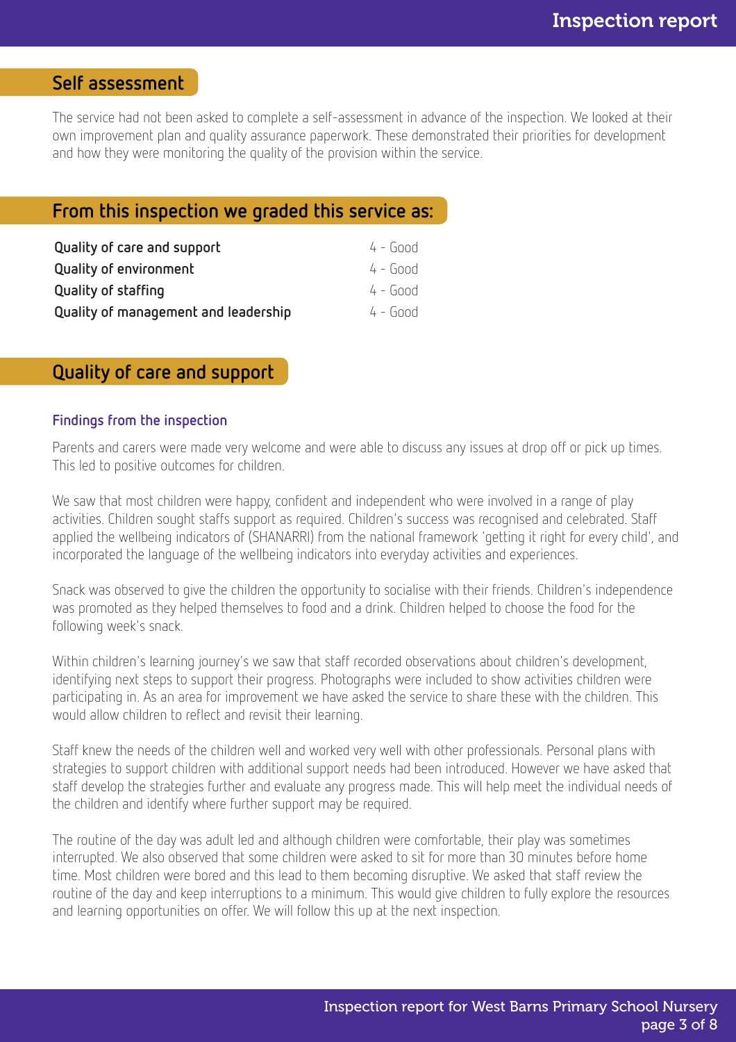## Self assessment

The service had not been asked to complete a self-assessment in advance of the inspection. We looked at their own improvement plan and quality assurance paperwork. These demonstrated their priorities for development and how they were monitoring the quality of the provision within the service.

## From this inspection we graded this service as:

| | |
|---|---|
| **Quality of care and support** | 4 - Good |
| **Quality of environment** | 4 - Good |
| **Quality of staffing** | 4 - Good |
| **Quality of management and leadership** | 4 - Good |

## Quality of care and support

### Findings from the inspection

Parents and carers were made very welcome and were able to discuss any issues at drop off or pick up times. This led to positive outcomes for children.

We saw that most children were happy, confident and independent who were involved in a range of play activities. Children sought staffs support as required. Children's success was recognised and celebrated. Staff applied the wellbeing indicators of (SHANARRI) from the national framework 'getting it right for every child', and incorporated the language of the wellbeing indicators into everyday activities and experiences.

Snack was observed to give the children the opportunity to socialise with their friends. Children's independence was promoted as they helped themselves to food and a drink. Children helped to choose the food for the following week's snack.

Within children's learning journey's we saw that staff recorded observations about children's development, identifying next steps to support their progress. Photographs were included to show activities children were participating in. As an area for improvement we have asked the service to share these with the children. This would allow children to reflect and revisit their learning.

Staff knew the needs of the children well and worked very well with other professionals. Personal plans with strategies to support children with additional support needs had been introduced. However we have asked that staff develop the strategies further and evaluate any progress made. This will help meet the individual needs of the children and identify where further support may be required.

The routine of the day was adult led and although children were comfortable, their play was sometimes interrupted. We also observed that some children were asked to sit for more than 30 minutes before home time. Most children were bored and this lead to them becoming disruptive. We asked that staff review the routine of the day and keep interruptions to a minimum. This would give children to fully explore the resources and learning opportunities on offer. We will follow this up at the next inspection.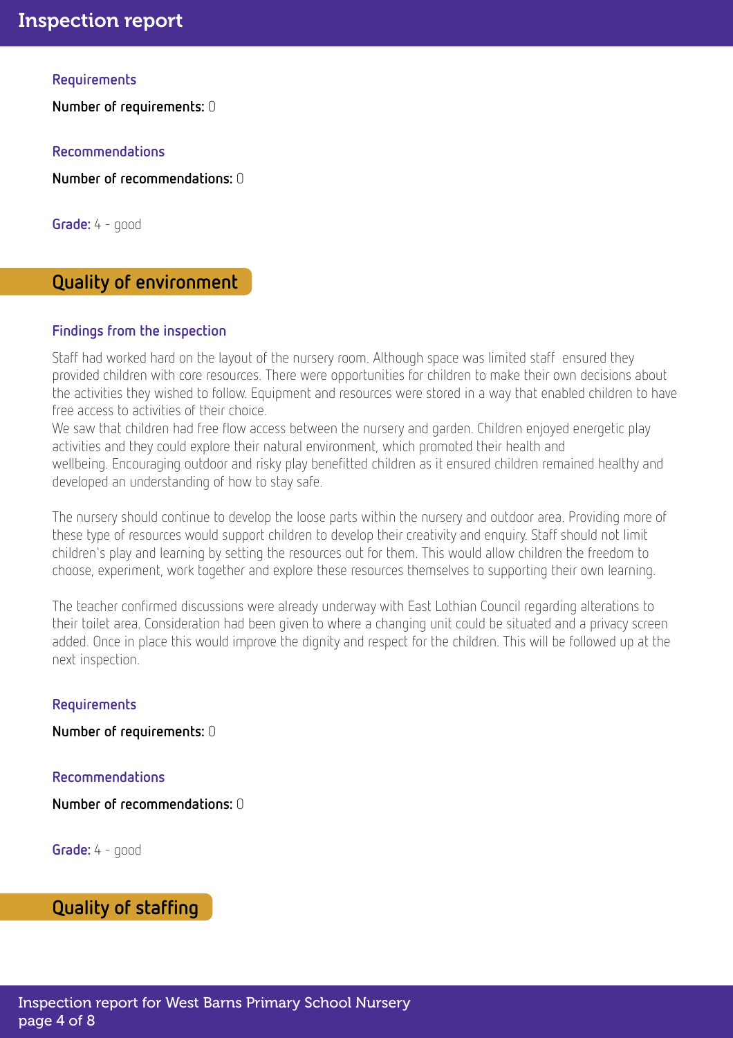### Requirements

**Number of requirements:** 0

### Recommendations

**Number of recommendations:** 0

**Grade:** 4 - good

## Quality of environment

### Findings from the inspection

Staff had worked hard on the layout of the nursery room. Although space was limited staff ensured they provided children with core resources. There were opportunities for children to make their own decisions about the activities they wished to follow. Equipment and resources were stored in a way that enabled children to have free access to activities of their choice.
We saw that children had free flow access between the nursery and garden. Children enjoyed energetic play activities and they could explore their natural environment, which promoted their health and wellbeing. Encouraging outdoor and risky play benefitted children as it ensured children remained healthy and developed an understanding of how to stay safe.

The nursery should continue to develop the loose parts within the nursery and outdoor area. Providing more of these type of resources would support children to develop their creativity and enquiry. Staff should not limit children's play and learning by setting the resources out for them. This would allow children the freedom to choose, experiment, work together and explore these resources themselves to supporting their own learning.

The teacher confirmed discussions were already underway with East Lothian Council regarding alterations to their toilet area. Consideration had been given to where a changing unit could be situated and a privacy screen added. Once in place this would improve the dignity and respect for the children. This will be followed up at the next inspection.

### Requirements

**Number of requirements:** 0

### Recommendations

**Number of recommendations:** 0

**Grade:** 4 - good

## Quality of staffing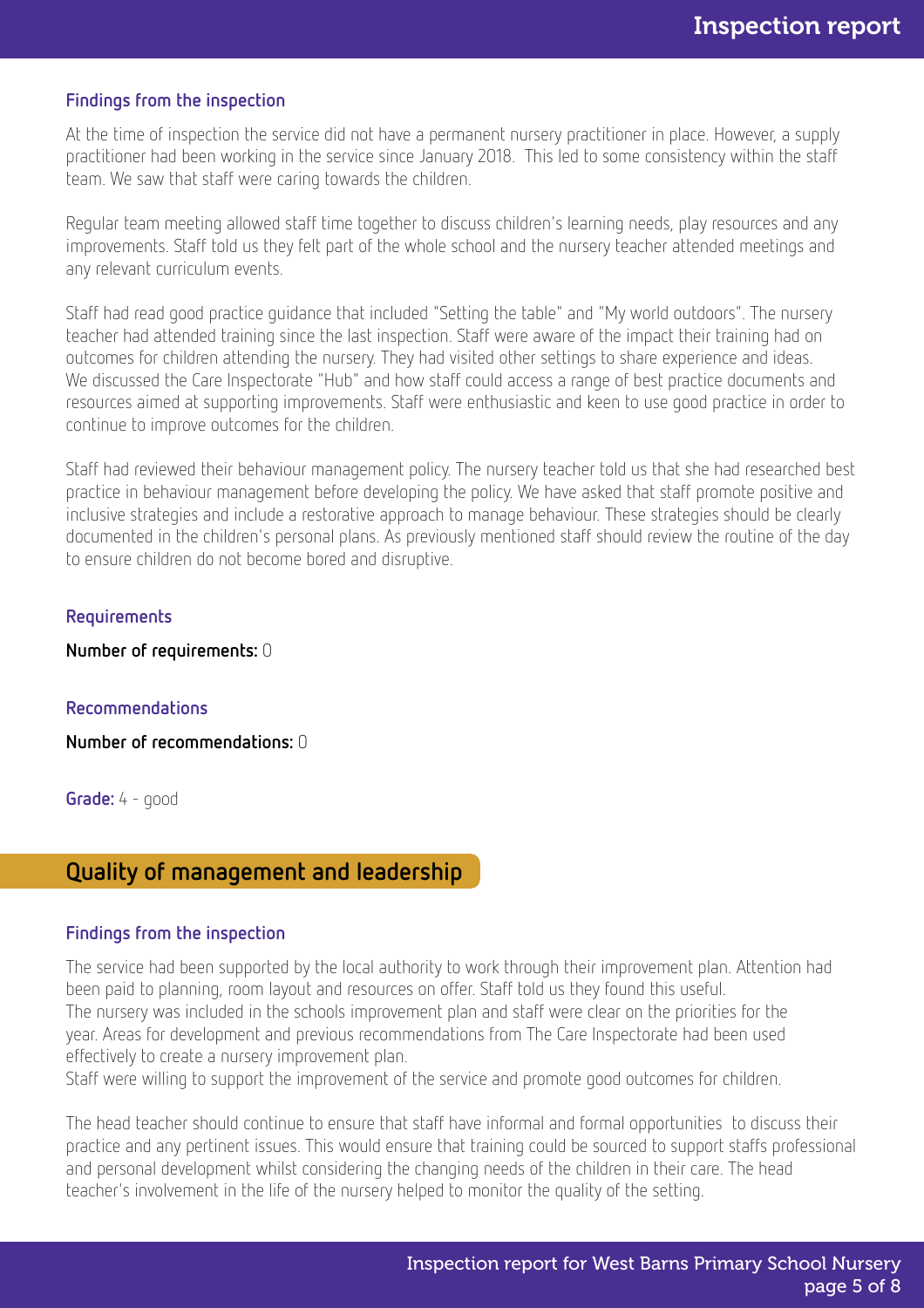### Findings from the inspection

At the time of inspection the service did not have a permanent nursery practitioner in place. However, a supply practitioner had been working in the service since January 2018. This led to some consistency within the staff team. We saw that staff were caring towards the children.

Regular team meeting allowed staff time together to discuss children's learning needs, play resources and any improvements. Staff told us they felt part of the whole school and the nursery teacher attended meetings and any relevant curriculum events.

Staff had read good practice guidance that included "Setting the table" and "My world outdoors". The nursery teacher had attended training since the last inspection. Staff were aware of the impact their training had on outcomes for children attending the nursery. They had visited other settings to share experience and ideas. We discussed the Care Inspectorate "Hub" and how staff could access a range of best practice documents and resources aimed at supporting improvements. Staff were enthusiastic and keen to use good practice in order to continue to improve outcomes for the children.

Staff had reviewed their behaviour management policy. The nursery teacher told us that she had researched best practice in behaviour management before developing the policy. We have asked that staff promote positive and inclusive strategies and include a restorative approach to manage behaviour. These strategies should be clearly documented in the children's personal plans. As previously mentioned staff should review the routine of the day to ensure children do not become bored and disruptive.

### Requirements

**Number of requirements:** 0

### Recommendations

**Number of recommendations:** 0

**Grade:** 4 - good

## Quality of management and leadership

### Findings from the inspection

The service had been supported by the local authority to work through their improvement plan. Attention had been paid to planning, room layout and resources on offer. Staff told us they found this useful.
The nursery was included in the schools improvement plan and staff were clear on the priorities for the year. Areas for development and previous recommendations from The Care Inspectorate had been used effectively to create a nursery improvement plan.
Staff were willing to support the improvement of the service and promote good outcomes for children.

The head teacher should continue to ensure that staff have informal and formal opportunities to discuss their practice and any pertinent issues. This would ensure that training could be sourced to support staffs professional and personal development whilst considering the changing needs of the children in their care. The head teacher's involvement in the life of the nursery helped to monitor the quality of the setting.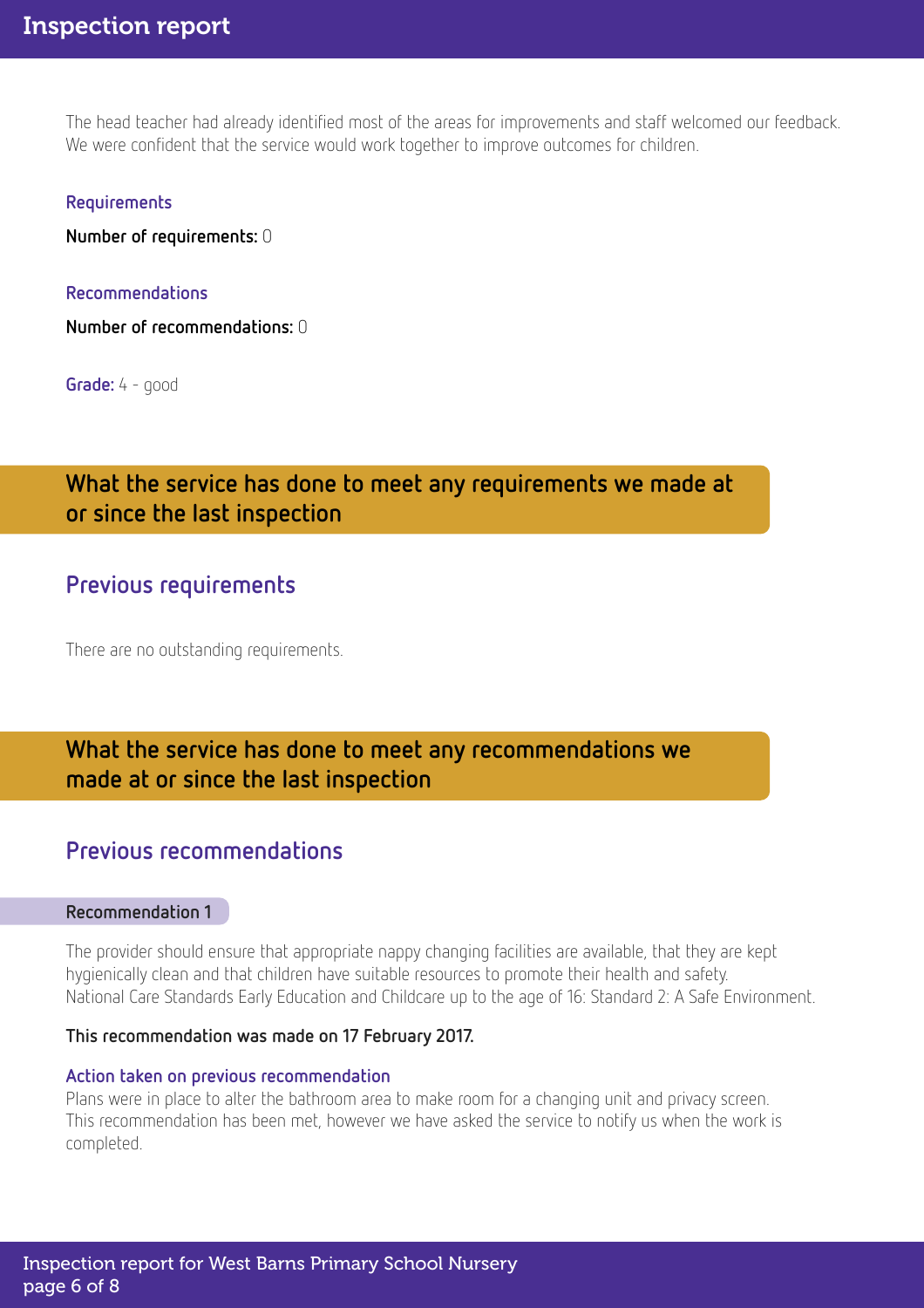The head teacher had already identified most of the areas for improvements and staff welcomed our feedback. We were confident that the service would work together to improve outcomes for children.

### Requirements

**Number of requirements:** 0

### Recommendations

**Number of recommendations:** 0

**Grade:** 4 - good

## What the service has done to meet any requirements we made at or since the last inspection

## Previous requirements

There are no outstanding requirements.

## What the service has done to meet any recommendations we made at or since the last inspection

## Previous recommendations

### Recommendation 1

The provider should ensure that appropriate nappy changing facilities are available, that they are kept hygienically clean and that children have suitable resources to promote their health and safety. National Care Standards Early Education and Childcare up to the age of 16: Standard 2: A Safe Environment.

**This recommendation was made on 17 February 2017.**

#### Action taken on previous recommendation

Plans were in place to alter the bathroom area to make room for a changing unit and privacy screen. This recommendation has been met, however we have asked the service to notify us when the work is completed.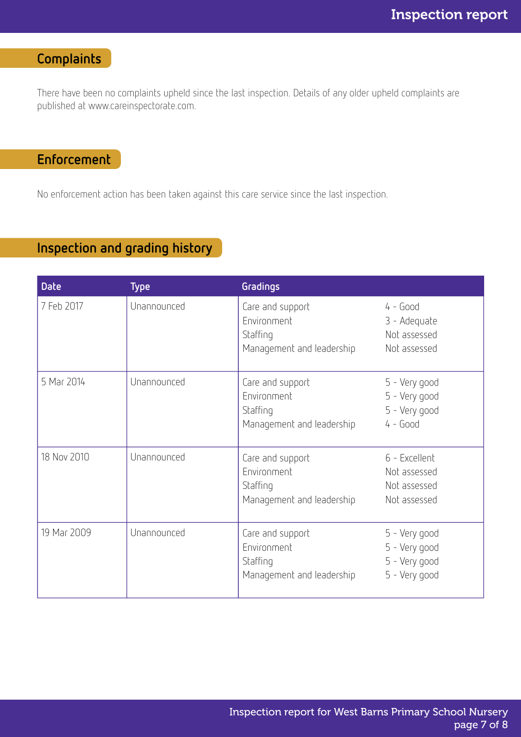## Complaints

There have been no complaints upheld since the last inspection. Details of any older upheld complaints are published at www.careinspectorate.com.

## Enforcement

No enforcement action has been taken against this care service since the last inspection.

## Inspection and grading history

| Date | Type | Gradings | |
|---|---|---|---|
| 7 Feb 2017 | Unannounced | Care and support<br>Environment<br>Staffing<br>Management and leadership | 4 - Good<br>3 - Adequate<br>Not assessed<br>Not assessed |
| 5 Mar 2014 | Unannounced | Care and support<br>Environment<br>Staffing<br>Management and leadership | 5 - Very good<br>5 - Very good<br>5 - Very good<br>4 - Good |
| 18 Nov 2010 | Unannounced | Care and support<br>Environment<br>Staffing<br>Management and leadership | 6 - Excellent<br>Not assessed<br>Not assessed<br>Not assessed |
| 19 Mar 2009 | Unannounced | Care and support<br>Environment<br>Staffing<br>Management and leadership | 5 - Very good<br>5 - Very good<br>5 - Very good<br>5 - Very good |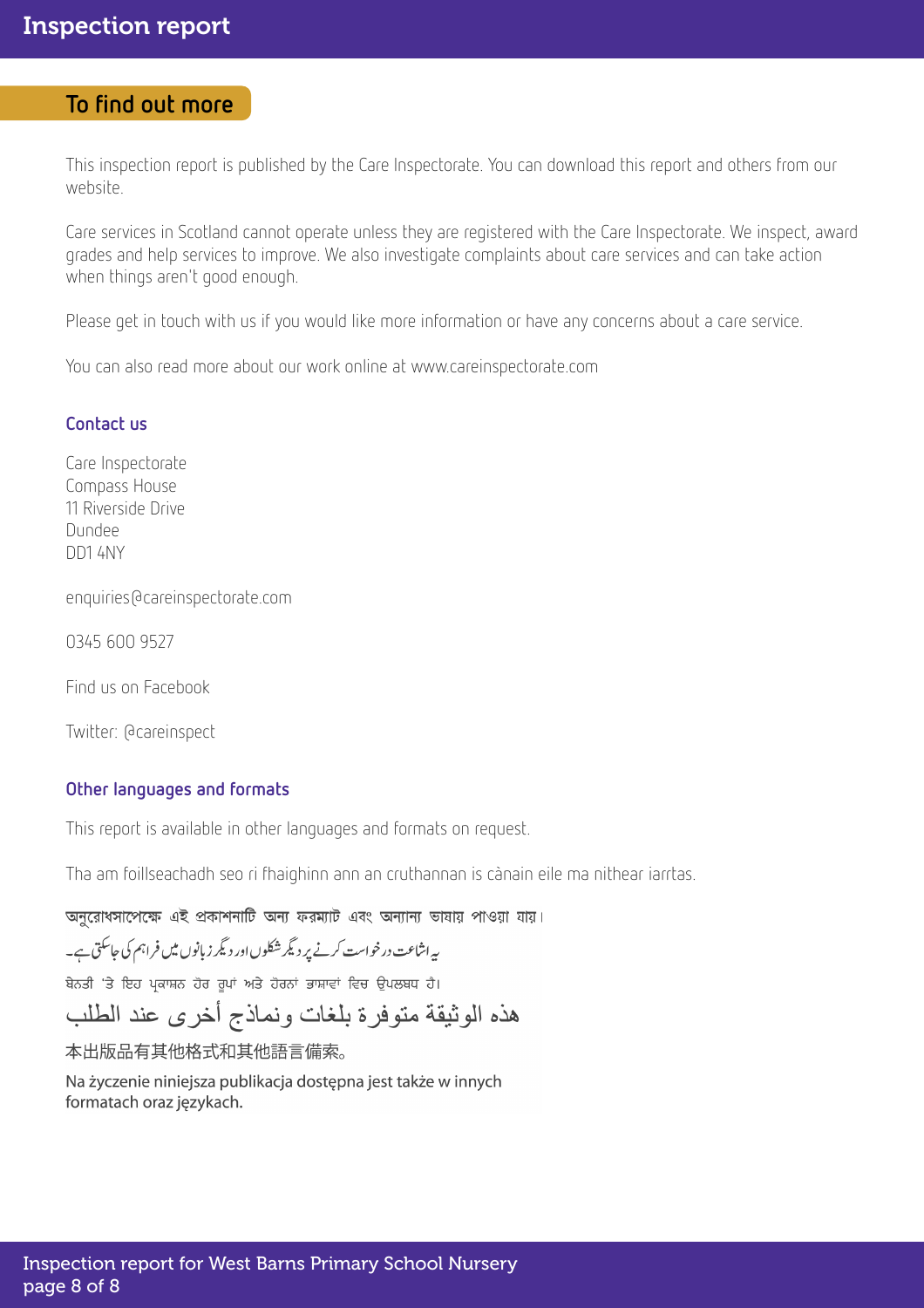## To find out more

This inspection report is published by the Care Inspectorate. You can download this report and others from our website.

Care services in Scotland cannot operate unless they are registered with the Care Inspectorate. We inspect, award grades and help services to improve. We also investigate complaints about care services and can take action when things aren't good enough.

Please get in touch with us if you would like more information or have any concerns about a care service.

You can also read more about our work online at www.careinspectorate.com

### Contact us

Care Inspectorate
Compass House
11 Riverside Drive
Dundee
DD1 4NY

enquiries@careinspectorate.com

0345 600 9527

Find us on Facebook

Twitter: @careinspect

### Other languages and formats

This report is available in other languages and formats on request.

Tha am foillseachadh seo ri fhaighinn ann an cruthannan is cànain eile ma nithear iarrtas.

অনুরোধসাপেক্ষে এই প্রকাশনাটি অন্য ফরম্যাট এবং অন্যান্য ভাষায় পাওয়া যায়।

یہ اشاعت درخواست کرنے پر دیگر شکلوں اور دیگر زبانوں میں فراہم کی جاسکتی ہے۔

ਬੇਨਤੀ 'ਤੇ ਇਹ ਪ੍ਰਕਾਸ਼ਨ ਹੋਰ ਰੂਪਾਂ ਅਤੇ ਹੋਰਨਾਂ ਭਾਸ਼ਾਵਾਂ ਵਿਚ ਉਪਲਬਧ ਹੈ।

هذه الوثيقة متوفرة بلغات ونماذج أخرى عند الطلب

本出版品有其他格式和其他語言備索。

Na życzenie niniejsza publikacja dostępna jest także w innych formatach oraz językach.